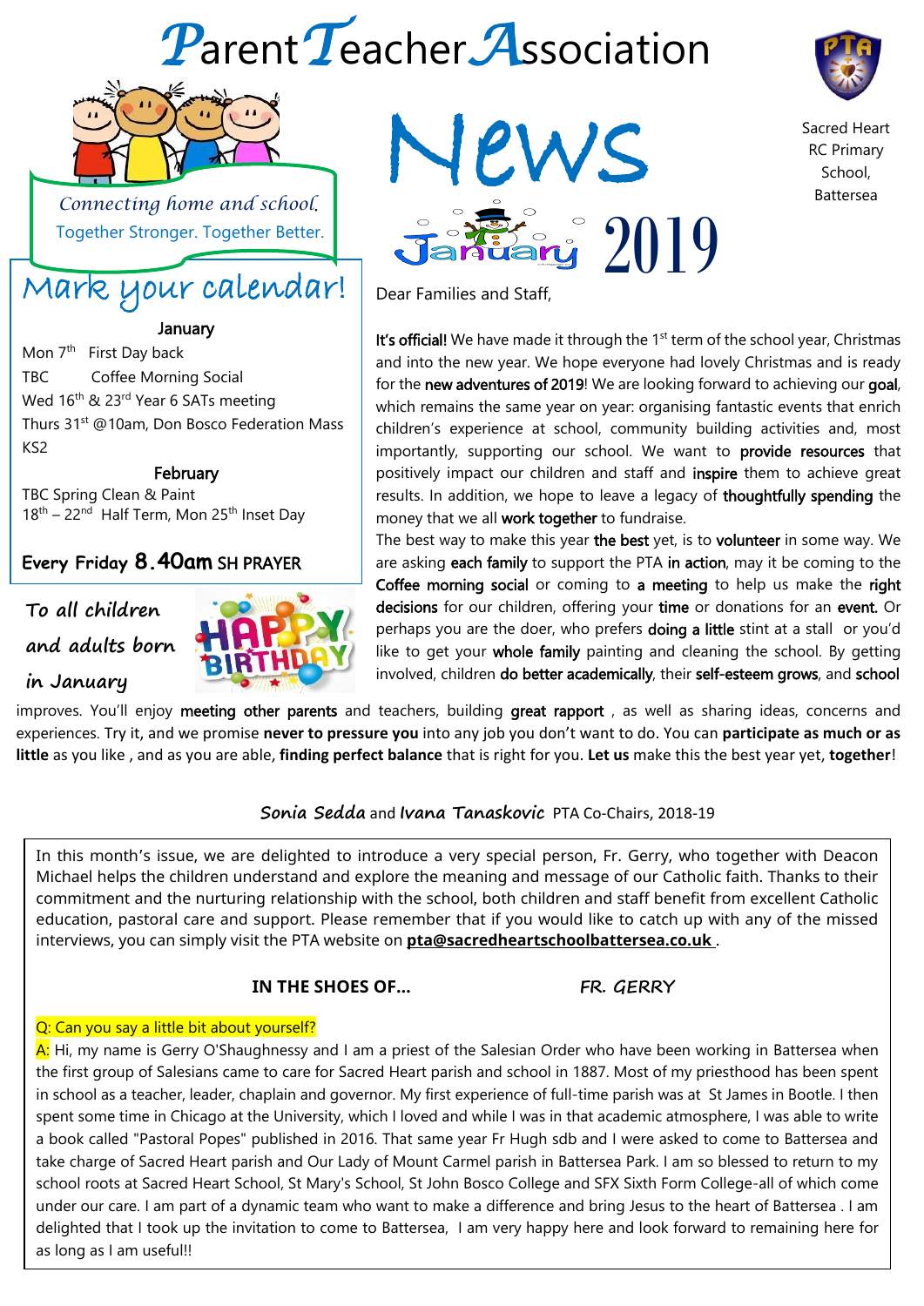# Parent Teacher Association

*Connecting home and school.*
Together Stronger. Together Better.

# News

January 2019

Sacred Heart RC Primary School, Battersea

## Mark your calendar!

**January**

Mon 7th First Day back
TBC Coffee Morning Social
Wed 16th & 23rd Year 6 SATs meeting
Thurs 31st @10am, Don Bosco Federation Mass KS2

**February**

TBC Spring Clean & Paint
18th – 22nd Half Term, Mon 25th Inset Day

**Every Friday 8.40am SH PRAYER**

To all children and adults born in January

HAPPY BIRTHDAY

Dear Families and Staff,

**It's official!** We have made it through the 1st term of the school year, Christmas and into the new year. We hope everyone had lovely Christmas and is ready for the **new adventures of 2019**! We are looking forward to achieving our **goal**, which remains the same year on year: organising fantastic events that enrich children's experience at school, community building activities and, most importantly, supporting our school. We want to **provide resources** that positively impact our children and staff and **inspire** them to achieve great results. In addition, we hope to leave a legacy of **thoughtfully spending** the money that we all **work together** to fundraise.

The best way to make this year **the best** yet, is to **volunteer** in some way. We are asking **each family** to support the PTA **in action**, may it be coming to the **Coffee morning social** or coming to **a meeting** to help us make the **right decisions** for our children, offering your **time** or donations for an **event**. Or perhaps you are the doer, who prefers **doing a little** stint at a stall or you'd like to get your **whole family** painting and cleaning the school. By getting involved, children **do better academically**, their **self-esteem grows**, and **school** improves. You'll enjoy **meeting other parents** and teachers, building **great rapport** , as well as sharing ideas, concerns and experiences. Try it, and we promise **never to pressure you** into any job you don't want to do. You can **participate as much or as little** as you like , and as you are able, **finding perfect balance** that is right for you. **Let us** make this the best year yet, **together**!

**Sonia Sedda** and **Ivana Tanaskovic** PTA Co-Chairs, 2018-19

In this month's issue, we are delighted to introduce a very special person, Fr. Gerry, who together with Deacon Michael helps the children understand and explore the meaning and message of our Catholic faith. Thanks to their commitment and the nurturing relationship with the school, both children and staff benefit from excellent Catholic education, pastoral care and support. Please remember that if you would like to catch up with any of the missed interviews, you can simply visit the PTA website on **pta@sacredheartschoolbattersea.co.uk** .

**IN THE SHOES OF... FR. GERRY**

Q: Can you say a little bit about yourself?

A: Hi, my name is Gerry O'Shaughnessy and I am a priest of the Salesian Order who have been working in Battersea when the first group of Salesians came to care for Sacred Heart parish and school in 1887. Most of my priesthood has been spent in school as a teacher, leader, chaplain and governor. My first experience of full-time parish was at St James in Bootle. I then spent some time in Chicago at the University, which I loved and while I was in that academic atmosphere, I was able to write a book called "Pastoral Popes" published in 2016. That same year Fr Hugh sdb and I were asked to come to Battersea and take charge of Sacred Heart parish and Our Lady of Mount Carmel parish in Battersea Park. I am so blessed to return to my school roots at Sacred Heart School, St Mary's School, St John Bosco College and SFX Sixth Form College-all of which come under our care. I am part of a dynamic team who want to make a difference and bring Jesus to the heart of Battersea . I am delighted that I took up the invitation to come to Battersea, I am very happy here and look forward to remaining here for as long as I am useful!!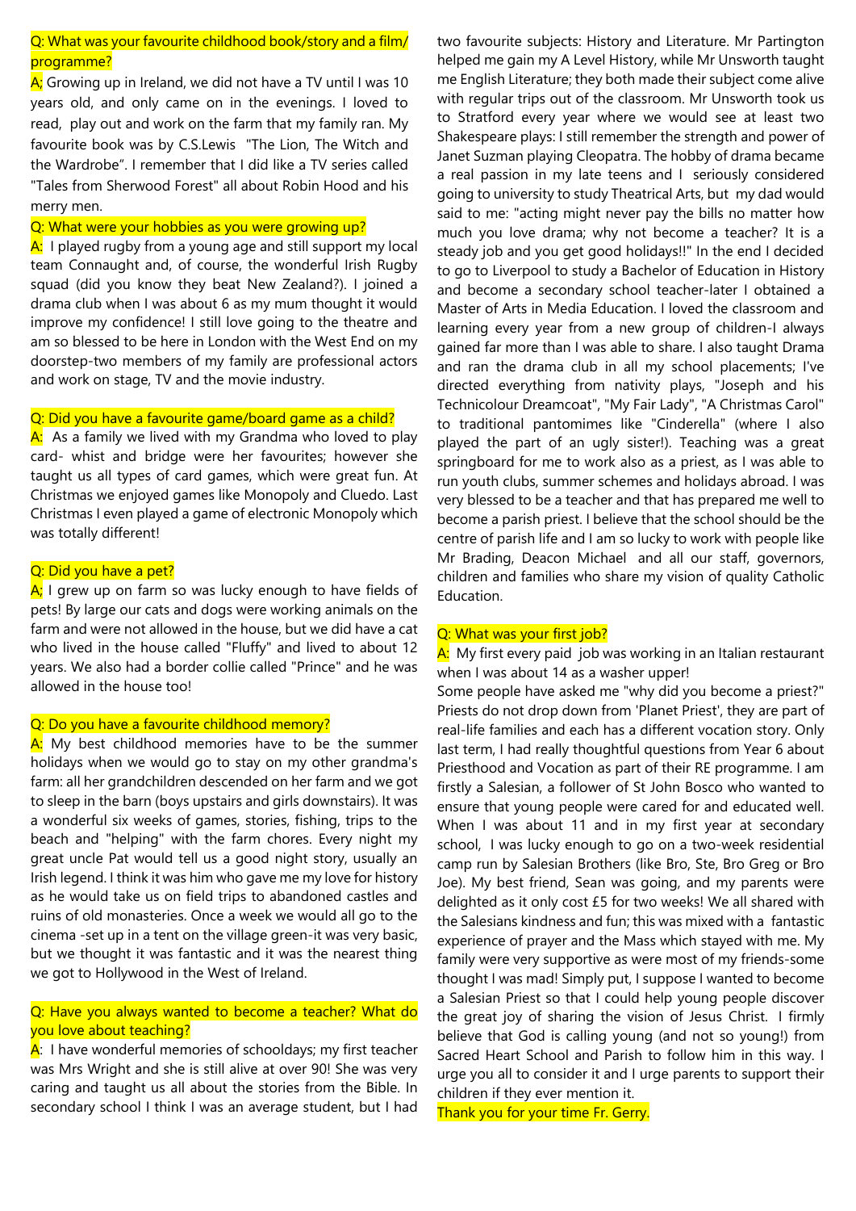Q: What was your favourite childhood book/story and a film/ programme?

A; Growing up in Ireland, we did not have a TV until I was 10 years old, and only came on in the evenings. I loved to read, play out and work on the farm that my family ran. My favourite book was by C.S.Lewis "The Lion, The Witch and the Wardrobe". I remember that I did like a TV series called "Tales from Sherwood Forest" all about Robin Hood and his merry men.

Q: What were your hobbies as you were growing up?

A: I played rugby from a young age and still support my local team Connaught and, of course, the wonderful Irish Rugby squad (did you know they beat New Zealand?). I joined a drama club when I was about 6 as my mum thought it would improve my confidence! I still love going to the theatre and am so blessed to be here in London with the West End on my doorstep-two members of my family are professional actors and work on stage, TV and the movie industry.

Q: Did you have a favourite game/board game as a child?

A: As a family we lived with my Grandma who loved to play card- whist and bridge were her favourites; however she taught us all types of card games, which were great fun. At Christmas we enjoyed games like Monopoly and Cluedo. Last Christmas I even played a game of electronic Monopoly which was totally different!

Q: Did you have a pet?

A; I grew up on farm so was lucky enough to have fields of pets! By large our cats and dogs were working animals on the farm and were not allowed in the house, but we did have a cat who lived in the house called "Fluffy" and lived to about 12 years. We also had a border collie called "Prince" and he was allowed in the house too!

Q: Do you have a favourite childhood memory?

A: My best childhood memories have to be the summer holidays when we would go to stay on my other grandma's farm: all her grandchildren descended on her farm and we got to sleep in the barn (boys upstairs and girls downstairs). It was a wonderful six weeks of games, stories, fishing, trips to the beach and "helping" with the farm chores. Every night my great uncle Pat would tell us a good night story, usually an Irish legend. I think it was him who gave me my love for history as he would take us on field trips to abandoned castles and ruins of old monasteries. Once a week we would all go to the cinema -set up in a tent on the village green-it was very basic, but we thought it was fantastic and it was the nearest thing we got to Hollywood in the West of Ireland.

Q: Have you always wanted to become a teacher? What do you love about teaching?

A: I have wonderful memories of schooldays; my first teacher was Mrs Wright and she is still alive at over 90! She was very caring and taught us all about the stories from the Bible. In secondary school I think I was an average student, but I had two favourite subjects: History and Literature. Mr Partington helped me gain my A Level History, while Mr Unsworth taught me English Literature; they both made their subject come alive with regular trips out of the classroom. Mr Unsworth took us to Stratford every year where we would see at least two Shakespeare plays: I still remember the strength and power of Janet Suzman playing Cleopatra. The hobby of drama became a real passion in my late teens and I seriously considered going to university to study Theatrical Arts, but my dad would said to me: "acting might never pay the bills no matter how much you love drama; why not become a teacher? It is a steady job and you get good holidays!!" In the end I decided to go to Liverpool to study a Bachelor of Education in History and become a secondary school teacher-later I obtained a Master of Arts in Media Education. I loved the classroom and learning every year from a new group of children-I always gained far more than I was able to share. I also taught Drama and ran the drama club in all my school placements; I've directed everything from nativity plays, "Joseph and his Technicolour Dreamcoat", "My Fair Lady", "A Christmas Carol" to traditional pantomimes like "Cinderella" (where I also played the part of an ugly sister!). Teaching was a great springboard for me to work also as a priest, as I was able to run youth clubs, summer schemes and holidays abroad. I was very blessed to be a teacher and that has prepared me well to become a parish priest. I believe that the school should be the centre of parish life and I am so lucky to work with people like Mr Brading, Deacon Michael and all our staff, governors, children and families who share my vision of quality Catholic Education.

Q: What was your first job?

A: My first every paid job was working in an Italian restaurant when I was about 14 as a washer upper!

Some people have asked me "why did you become a priest?" Priests do not drop down from 'Planet Priest', they are part of real-life families and each has a different vocation story. Only last term, I had really thoughtful questions from Year 6 about Priesthood and Vocation as part of their RE programme. I am firstly a Salesian, a follower of St John Bosco who wanted to ensure that young people were cared for and educated well. When I was about 11 and in my first year at secondary school, I was lucky enough to go on a two-week residential camp run by Salesian Brothers (like Bro, Ste, Bro Greg or Bro Joe). My best friend, Sean was going, and my parents were delighted as it only cost £5 for two weeks! We all shared with the Salesians kindness and fun; this was mixed with a fantastic experience of prayer and the Mass which stayed with me. My family were very supportive as were most of my friends-some thought I was mad! Simply put, I suppose I wanted to become a Salesian Priest so that I could help young people discover the great joy of sharing the vision of Jesus Christ. I firmly believe that God is calling young (and not so young!) from Sacred Heart School and Parish to follow him in this way. I urge you all to consider it and I urge parents to support their children if they ever mention it.

Thank you for your time Fr. Gerry.